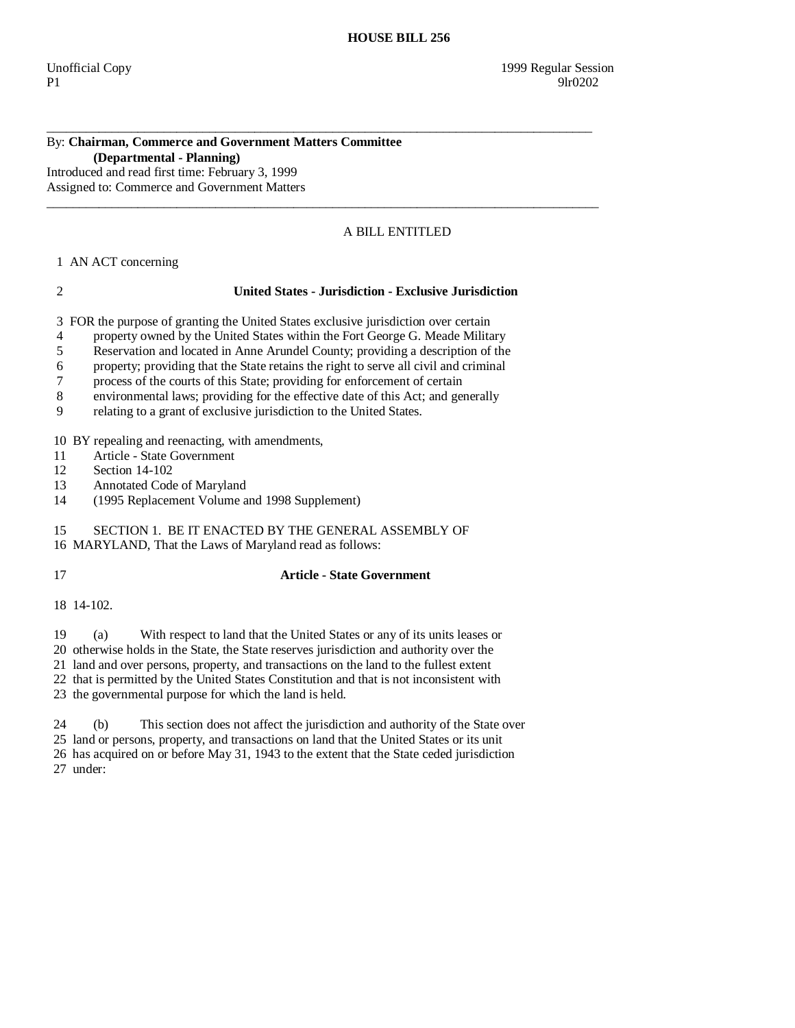# HOUSE BILL 256

Unofficial Copy 1999 Regular Session
P1 9lr0202

---

By: **Chairman, Commerce and Government Matters Committee**
**(Departmental - Planning)**
Introduced and read first time: February 3, 1999
Assigned to: Commerce and Government Matters

---

A BILL ENTITLED

1 AN ACT concerning

2 **United States - Jurisdiction - Exclusive Jurisdiction**

3 FOR the purpose of granting the United States exclusive jurisdiction over certain
4 property owned by the United States within the Fort George G. Meade Military
5 Reservation and located in Anne Arundel County; providing a description of the
6 property; providing that the State retains the right to serve all civil and criminal
7 process of the courts of this State; providing for enforcement of certain
8 environmental laws; providing for the effective date of this Act; and generally
9 relating to a grant of exclusive jurisdiction to the United States.

10 BY repealing and reenacting, with amendments,
11 Article - State Government
12 Section 14-102
13 Annotated Code of Maryland
14 (1995 Replacement Volume and 1998 Supplement)

15 SECTION 1. BE IT ENACTED BY THE GENERAL ASSEMBLY OF
16 MARYLAND, That the Laws of Maryland read as follows:

17 **Article - State Government**

18 14-102.

19 (a) With respect to land that the United States or any of its units leases or
20 otherwise holds in the State, the State reserves jurisdiction and authority over the
21 land and over persons, property, and transactions on the land to the fullest extent
22 that is permitted by the United States Constitution and that is not inconsistent with
23 the governmental purpose for which the land is held.

24 (b) This section does not affect the jurisdiction and authority of the State over
25 land or persons, property, and transactions on land that the United States or its unit
26 has acquired on or before May 31, 1943 to the extent that the State ceded jurisdiction
27 under: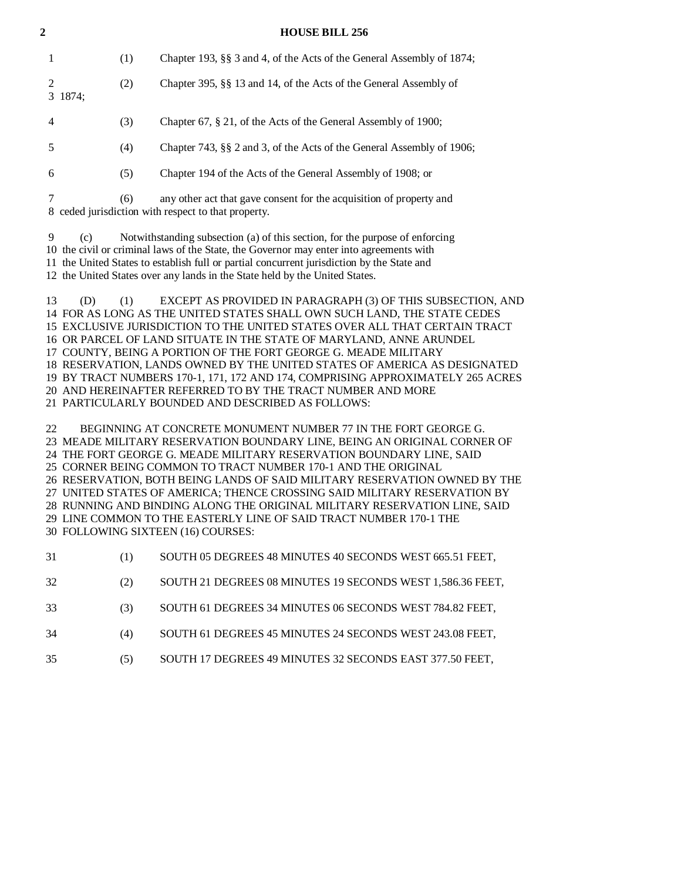(1) Chapter 193, §§ 3 and 4, of the Acts of the General Assembly of 1874;

(2) Chapter 395, §§ 13 and 14, of the Acts of the General Assembly of 1874;

(3) Chapter 67, § 21, of the Acts of the General Assembly of 1900;

(4) Chapter 743, §§ 2 and 3, of the Acts of the General Assembly of 1906;

(5) Chapter 194 of the Acts of the General Assembly of 1908; or

(6) any other act that gave consent for the acquisition of property and ceded jurisdiction with respect to that property.

(c) Notwithstanding subsection (a) of this section, for the purpose of enforcing the civil or criminal laws of the State, the Governor may enter into agreements with the United States to establish full or partial concurrent jurisdiction by the State and the United States over any lands in the State held by the United States.

(D) (1) EXCEPT AS PROVIDED IN PARAGRAPH (3) OF THIS SUBSECTION, AND FOR AS LONG AS THE UNITED STATES SHALL OWN SUCH LAND, THE STATE CEDES EXCLUSIVE JURISDICTION TO THE UNITED STATES OVER ALL THAT CERTAIN TRACT OR PARCEL OF LAND SITUATE IN THE STATE OF MARYLAND, ANNE ARUNDEL COUNTY, BEING A PORTION OF THE FORT GEORGE G. MEADE MILITARY RESERVATION, LANDS OWNED BY THE UNITED STATES OF AMERICA AS DESIGNATED BY TRACT NUMBERS 170-1, 171, 172 AND 174, COMPRISING APPROXIMATELY 265 ACRES AND HEREINAFTER REFERRED TO BY THE TRACT NUMBER AND MORE PARTICULARLY BOUNDED AND DESCRIBED AS FOLLOWS:

BEGINNING AT CONCRETE MONUMENT NUMBER 77 IN THE FORT GEORGE G. MEADE MILITARY RESERVATION BOUNDARY LINE, BEING AN ORIGINAL CORNER OF THE FORT GEORGE G. MEADE MILITARY RESERVATION BOUNDARY LINE, SAID CORNER BEING COMMON TO TRACT NUMBER 170-1 AND THE ORIGINAL RESERVATION, BOTH BEING LANDS OF SAID MILITARY RESERVATION OWNED BY THE UNITED STATES OF AMERICA; THENCE CROSSING SAID MILITARY RESERVATION BY RUNNING AND BINDING ALONG THE ORIGINAL MILITARY RESERVATION LINE, SAID LINE COMMON TO THE EASTERLY LINE OF SAID TRACT NUMBER 170-1 THE FOLLOWING SIXTEEN (16) COURSES:

(1) SOUTH 05 DEGREES 48 MINUTES 40 SECONDS WEST 665.51 FEET,

(2) SOUTH 21 DEGREES 08 MINUTES 19 SECONDS WEST 1,586.36 FEET,

(3) SOUTH 61 DEGREES 34 MINUTES 06 SECONDS WEST 784.82 FEET,

(4) SOUTH 61 DEGREES 45 MINUTES 24 SECONDS WEST 243.08 FEET,

(5) SOUTH 17 DEGREES 49 MINUTES 32 SECONDS EAST 377.50 FEET,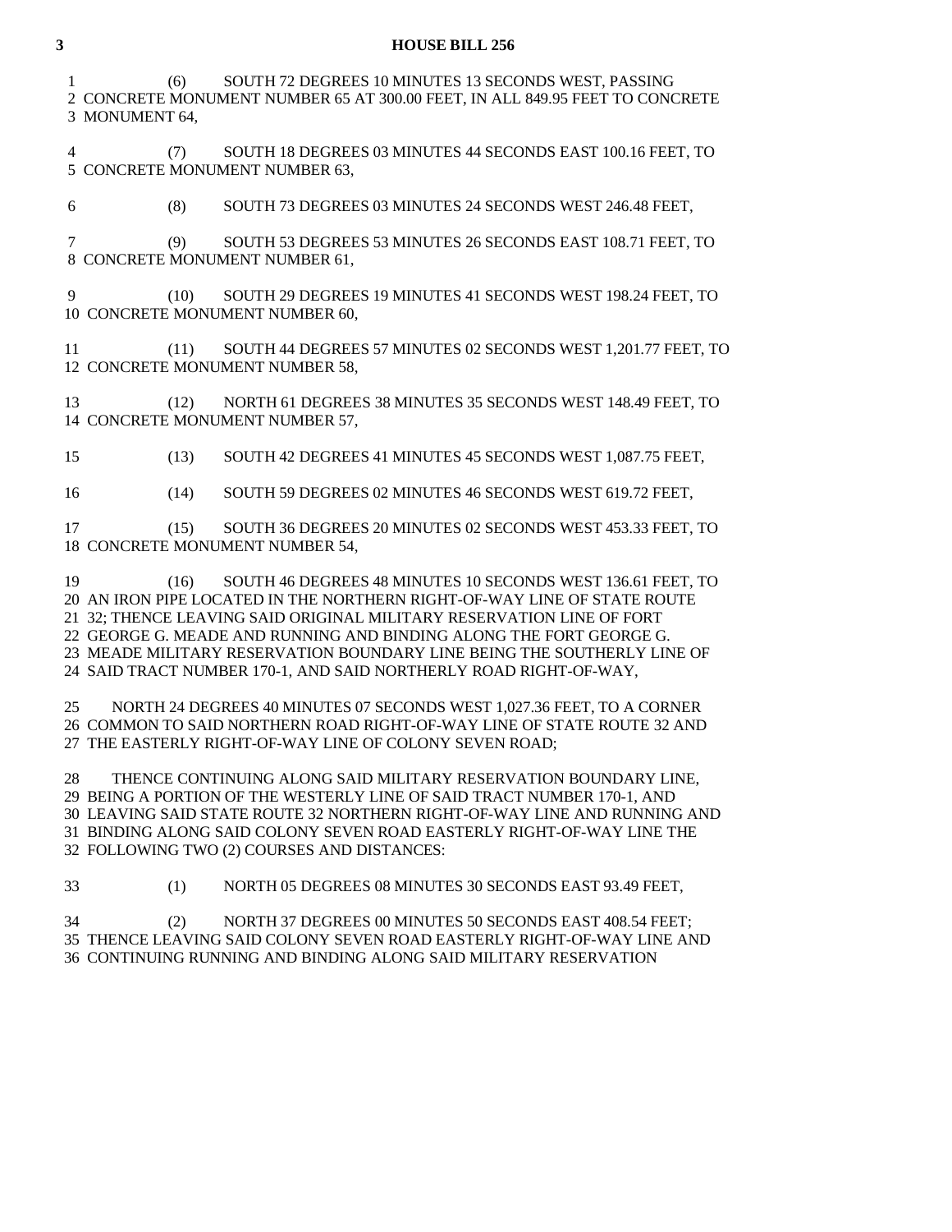(6) SOUTH 72 DEGREES 10 MINUTES 13 SECONDS WEST, PASSING CONCRETE MONUMENT NUMBER 65 AT 300.00 FEET, IN ALL 849.95 FEET TO CONCRETE MONUMENT 64,

(7) SOUTH 18 DEGREES 03 MINUTES 44 SECONDS EAST 100.16 FEET, TO CONCRETE MONUMENT NUMBER 63,

(8) SOUTH 73 DEGREES 03 MINUTES 24 SECONDS WEST 246.48 FEET,

(9) SOUTH 53 DEGREES 53 MINUTES 26 SECONDS EAST 108.71 FEET, TO CONCRETE MONUMENT NUMBER 61,

(10) SOUTH 29 DEGREES 19 MINUTES 41 SECONDS WEST 198.24 FEET, TO CONCRETE MONUMENT NUMBER 60,

(11) SOUTH 44 DEGREES 57 MINUTES 02 SECONDS WEST 1,201.77 FEET, TO CONCRETE MONUMENT NUMBER 58,

(12) NORTH 61 DEGREES 38 MINUTES 35 SECONDS WEST 148.49 FEET, TO CONCRETE MONUMENT NUMBER 57,

(13) SOUTH 42 DEGREES 41 MINUTES 45 SECONDS WEST 1,087.75 FEET,

(14) SOUTH 59 DEGREES 02 MINUTES 46 SECONDS WEST 619.72 FEET,

(15) SOUTH 36 DEGREES 20 MINUTES 02 SECONDS WEST 453.33 FEET, TO CONCRETE MONUMENT NUMBER 54,

(16) SOUTH 46 DEGREES 48 MINUTES 10 SECONDS WEST 136.61 FEET, TO AN IRON PIPE LOCATED IN THE NORTHERN RIGHT-OF-WAY LINE OF STATE ROUTE 32; THENCE LEAVING SAID ORIGINAL MILITARY RESERVATION LINE OF FORT GEORGE G. MEADE AND RUNNING AND BINDING ALONG THE FORT GEORGE G. MEADE MILITARY RESERVATION BOUNDARY LINE BEING THE SOUTHERLY LINE OF SAID TRACT NUMBER 170-1, AND SAID NORTHERLY ROAD RIGHT-OF-WAY,

NORTH 24 DEGREES 40 MINUTES 07 SECONDS WEST 1,027.36 FEET, TO A CORNER COMMON TO SAID NORTHERN ROAD RIGHT-OF-WAY LINE OF STATE ROUTE 32 AND THE EASTERLY RIGHT-OF-WAY LINE OF COLONY SEVEN ROAD;

THENCE CONTINUING ALONG SAID MILITARY RESERVATION BOUNDARY LINE, BEING A PORTION OF THE WESTERLY LINE OF SAID TRACT NUMBER 170-1, AND LEAVING SAID STATE ROUTE 32 NORTHERN RIGHT-OF-WAY LINE AND RUNNING AND BINDING ALONG SAID COLONY SEVEN ROAD EASTERLY RIGHT-OF-WAY LINE THE FOLLOWING TWO (2) COURSES AND DISTANCES:

(1) NORTH 05 DEGREES 08 MINUTES 30 SECONDS EAST 93.49 FEET,

(2) NORTH 37 DEGREES 00 MINUTES 50 SECONDS EAST 408.54 FEET; THENCE LEAVING SAID COLONY SEVEN ROAD EASTERLY RIGHT-OF-WAY LINE AND CONTINUING RUNNING AND BINDING ALONG SAID MILITARY RESERVATION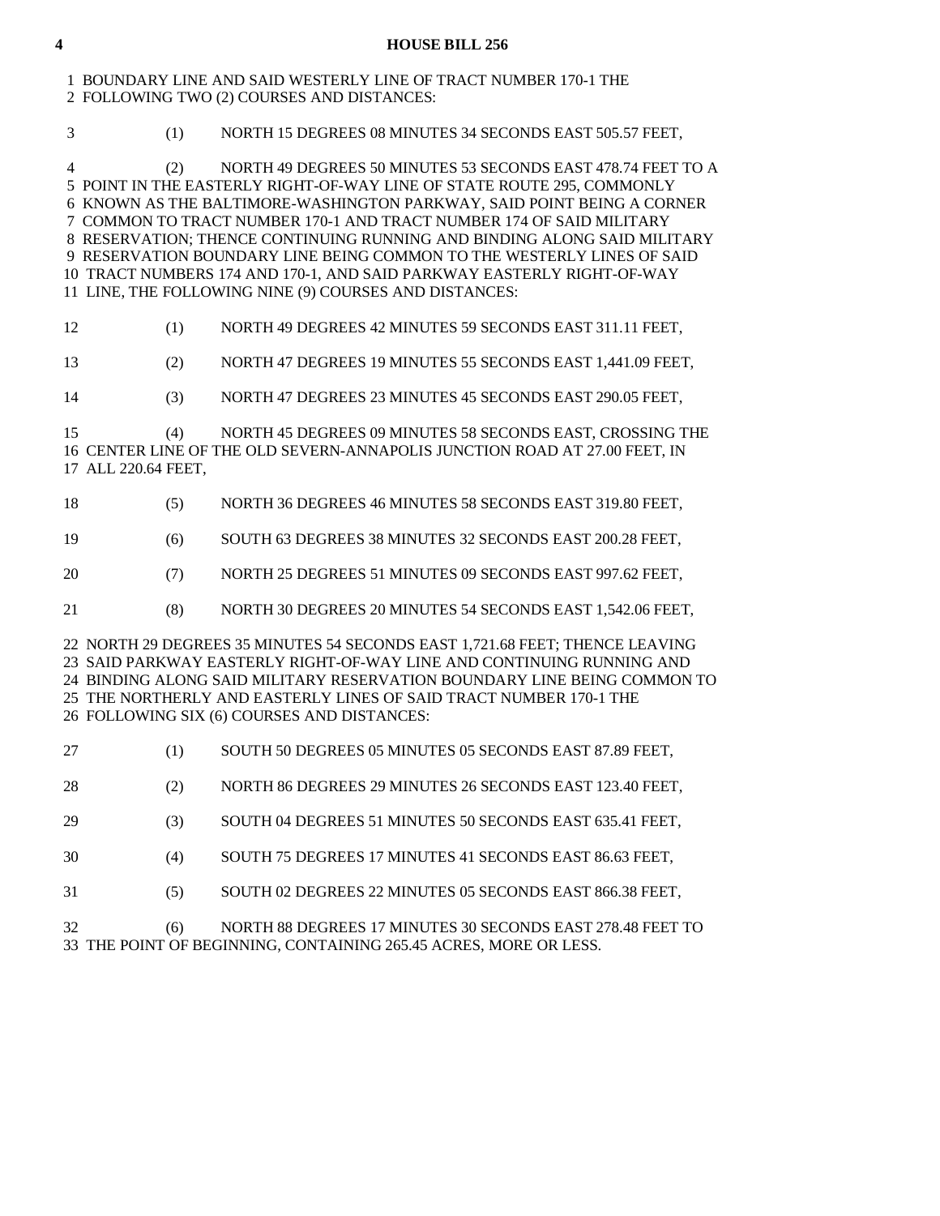BOUNDARY LINE AND SAID WESTERLY LINE OF TRACT NUMBER 170-1 THE FOLLOWING TWO (2) COURSES AND DISTANCES:

(1) NORTH 15 DEGREES 08 MINUTES 34 SECONDS EAST 505.57 FEET,

(2) NORTH 49 DEGREES 50 MINUTES 53 SECONDS EAST 478.74 FEET TO A POINT IN THE EASTERLY RIGHT-OF-WAY LINE OF STATE ROUTE 295, COMMONLY KNOWN AS THE BALTIMORE-WASHINGTON PARKWAY, SAID POINT BEING A CORNER COMMON TO TRACT NUMBER 170-1 AND TRACT NUMBER 174 OF SAID MILITARY RESERVATION; THENCE CONTINUING RUNNING AND BINDING ALONG SAID MILITARY RESERVATION BOUNDARY LINE BEING COMMON TO THE WESTERLY LINES OF SAID TRACT NUMBERS 174 AND 170-1, AND SAID PARKWAY EASTERLY RIGHT-OF-WAY LINE, THE FOLLOWING NINE (9) COURSES AND DISTANCES:

(1) NORTH 49 DEGREES 42 MINUTES 59 SECONDS EAST 311.11 FEET,

(2) NORTH 47 DEGREES 19 MINUTES 55 SECONDS EAST 1,441.09 FEET,

(3) NORTH 47 DEGREES 23 MINUTES 45 SECONDS EAST 290.05 FEET,

(4) NORTH 45 DEGREES 09 MINUTES 58 SECONDS EAST, CROSSING THE CENTER LINE OF THE OLD SEVERN-ANNAPOLIS JUNCTION ROAD AT 27.00 FEET, IN ALL 220.64 FEET,

(5) NORTH 36 DEGREES 46 MINUTES 58 SECONDS EAST 319.80 FEET,

(6) SOUTH 63 DEGREES 38 MINUTES 32 SECONDS EAST 200.28 FEET,

(7) NORTH 25 DEGREES 51 MINUTES 09 SECONDS EAST 997.62 FEET,

(8) NORTH 30 DEGREES 20 MINUTES 54 SECONDS EAST 1,542.06 FEET,

NORTH 29 DEGREES 35 MINUTES 54 SECONDS EAST 1,721.68 FEET; THENCE LEAVING SAID PARKWAY EASTERLY RIGHT-OF-WAY LINE AND CONTINUING RUNNING AND BINDING ALONG SAID MILITARY RESERVATION BOUNDARY LINE BEING COMMON TO THE NORTHERLY AND EASTERLY LINES OF SAID TRACT NUMBER 170-1 THE FOLLOWING SIX (6) COURSES AND DISTANCES:

(1) SOUTH 50 DEGREES 05 MINUTES 05 SECONDS EAST 87.89 FEET,

(2) NORTH 86 DEGREES 29 MINUTES 26 SECONDS EAST 123.40 FEET,

(3) SOUTH 04 DEGREES 51 MINUTES 50 SECONDS EAST 635.41 FEET,

(4) SOUTH 75 DEGREES 17 MINUTES 41 SECONDS EAST 86.63 FEET,

(5) SOUTH 02 DEGREES 22 MINUTES 05 SECONDS EAST 866.38 FEET,

(6) NORTH 88 DEGREES 17 MINUTES 30 SECONDS EAST 278.48 FEET TO THE POINT OF BEGINNING, CONTAINING 265.45 ACRES, MORE OR LESS.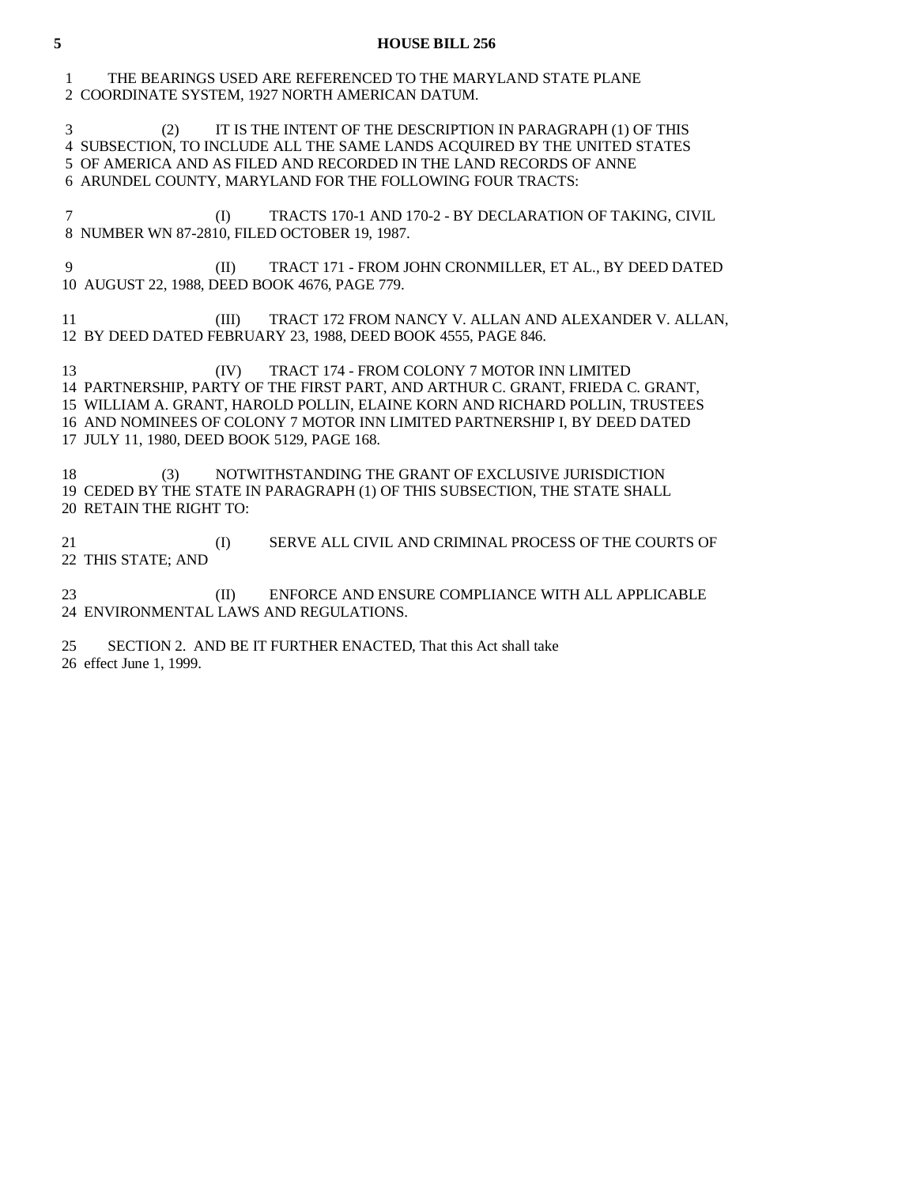THE BEARINGS USED ARE REFERENCED TO THE MARYLAND STATE PLANE COORDINATE SYSTEM, 1927 NORTH AMERICAN DATUM.

(2) IT IS THE INTENT OF THE DESCRIPTION IN PARAGRAPH (1) OF THIS SUBSECTION, TO INCLUDE ALL THE SAME LANDS ACQUIRED BY THE UNITED STATES OF AMERICA AND AS FILED AND RECORDED IN THE LAND RECORDS OF ANNE ARUNDEL COUNTY, MARYLAND FOR THE FOLLOWING FOUR TRACTS:

(I) TRACTS 170-1 AND 170-2 - BY DECLARATION OF TAKING, CIVIL NUMBER WN 87-2810, FILED OCTOBER 19, 1987.

(II) TRACT 171 - FROM JOHN CRONMILLER, ET AL., BY DEED DATED AUGUST 22, 1988, DEED BOOK 4676, PAGE 779.

(III) TRACT 172 FROM NANCY V. ALLAN AND ALEXANDER V. ALLAN, BY DEED DATED FEBRUARY 23, 1988, DEED BOOK 4555, PAGE 846.

(IV) TRACT 174 - FROM COLONY 7 MOTOR INN LIMITED PARTNERSHIP, PARTY OF THE FIRST PART, AND ARTHUR C. GRANT, FRIEDA C. GRANT, WILLIAM A. GRANT, HAROLD POLLIN, ELAINE KORN AND RICHARD POLLIN, TRUSTEES AND NOMINEES OF COLONY 7 MOTOR INN LIMITED PARTNERSHIP I, BY DEED DATED JULY 11, 1980, DEED BOOK 5129, PAGE 168.

(3) NOTWITHSTANDING THE GRANT OF EXCLUSIVE JURISDICTION CEDED BY THE STATE IN PARAGRAPH (1) OF THIS SUBSECTION, THE STATE SHALL RETAIN THE RIGHT TO:

(I) SERVE ALL CIVIL AND CRIMINAL PROCESS OF THE COURTS OF THIS STATE; AND

(II) ENFORCE AND ENSURE COMPLIANCE WITH ALL APPLICABLE ENVIRONMENTAL LAWS AND REGULATIONS.

SECTION 2. AND BE IT FURTHER ENACTED, That this Act shall take effect June 1, 1999.